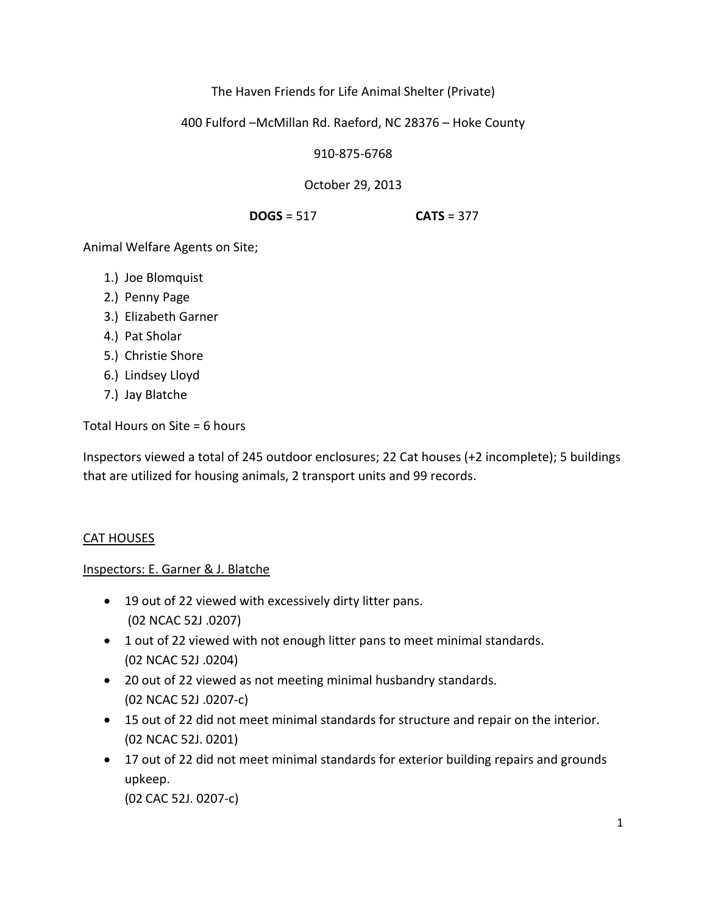The Haven Friends for Life Animal Shelter (Private)

400 Fulford –McMillan Rd. Raeford, NC 28376 – Hoke County

910-875-6768

October 29, 2013

**DOGS** = 517 **CATS** = 377

Animal Welfare Agents on Site;

1.) Joe Blomquist
2.) Penny Page
3.) Elizabeth Garner
4.) Pat Sholar
5.) Christie Shore
6.) Lindsey Lloyd
7.) Jay Blatche

Total Hours on Site = 6 hours

Inspectors viewed a total of 245 outdoor enclosures; 22 Cat houses (+2 incomplete); 5 buildings that are utilized for housing animals, 2 transport units and 99 records.

<u>CAT HOUSES</u>

<u>Inspectors: E. Garner & J. Blatche</u>

- 19 out of 22 viewed with excessively dirty litter pans.
  (02 NCAC 52J .0207)
- 1 out of 22 viewed with not enough litter pans to meet minimal standards.
  (02 NCAC 52J .0204)
- 20 out of 22 viewed as not meeting minimal husbandry standards.
  (02 NCAC 52J .0207-c)
- 15 out of 22 did not meet minimal standards for structure and repair on the interior.
  (02 NCAC 52J. 0201)
- 17 out of 22 did not meet minimal standards for exterior building repairs and grounds upkeep.
  (02 CAC 52J. 0207-c)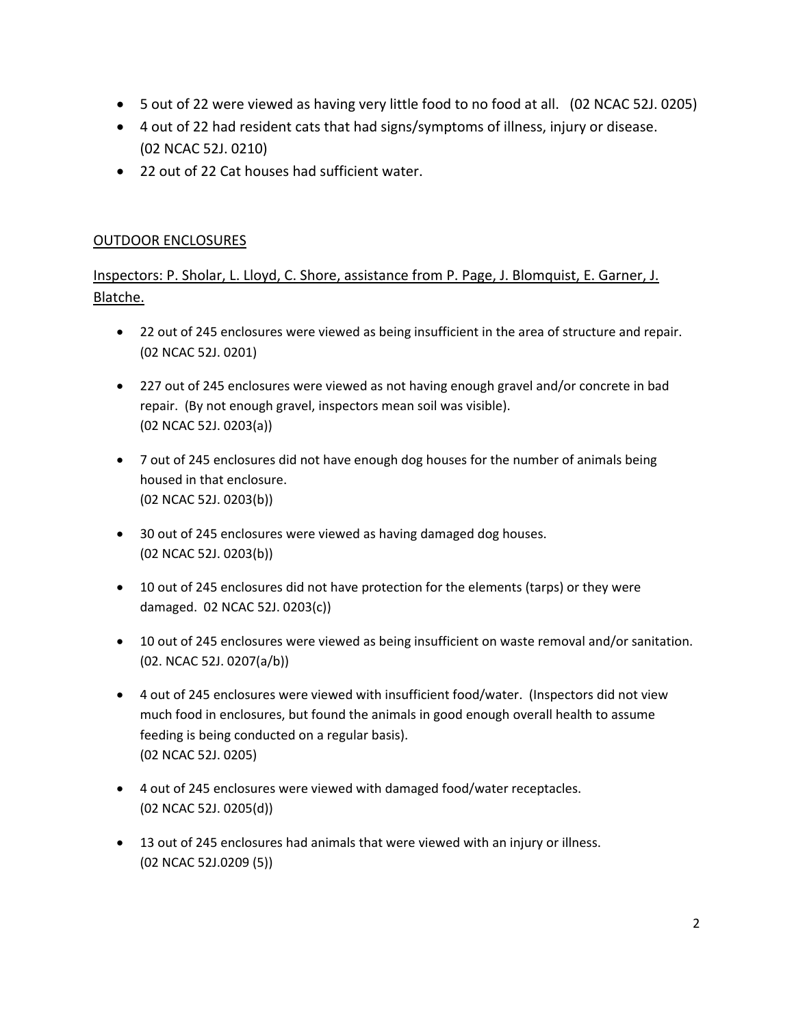- 5 out of 22 were viewed as having very little food to no food at all. (02 NCAC 52J. 0205)
- 4 out of 22 had resident cats that had signs/symptoms of illness, injury or disease. (02 NCAC 52J. 0210)
- 22 out of 22 Cat houses had sufficient water.

<u>OUTDOOR ENCLOSURES</u>

<u>Inspectors: P. Sholar, L. Lloyd, C. Shore, assistance from P. Page, J. Blomquist, E. Garner, J. Blatche.</u>

- 22 out of 245 enclosures were viewed as being insufficient in the area of structure and repair. (02 NCAC 52J. 0201)
- 227 out of 245 enclosures were viewed as not having enough gravel and/or concrete in bad repair. (By not enough gravel, inspectors mean soil was visible). (02 NCAC 52J. 0203(a))
- 7 out of 245 enclosures did not have enough dog houses for the number of animals being housed in that enclosure. (02 NCAC 52J. 0203(b))
- 30 out of 245 enclosures were viewed as having damaged dog houses. (02 NCAC 52J. 0203(b))
- 10 out of 245 enclosures did not have protection for the elements (tarps) or they were damaged. 02 NCAC 52J. 0203(c))
- 10 out of 245 enclosures were viewed as being insufficient on waste removal and/or sanitation. (02. NCAC 52J. 0207(a/b))
- 4 out of 245 enclosures were viewed with insufficient food/water. (Inspectors did not view much food in enclosures, but found the animals in good enough overall health to assume feeding is being conducted on a regular basis). (02 NCAC 52J. 0205)
- 4 out of 245 enclosures were viewed with damaged food/water receptacles. (02 NCAC 52J. 0205(d))
- 13 out of 245 enclosures had animals that were viewed with an injury or illness. (02 NCAC 52J.0209 (5))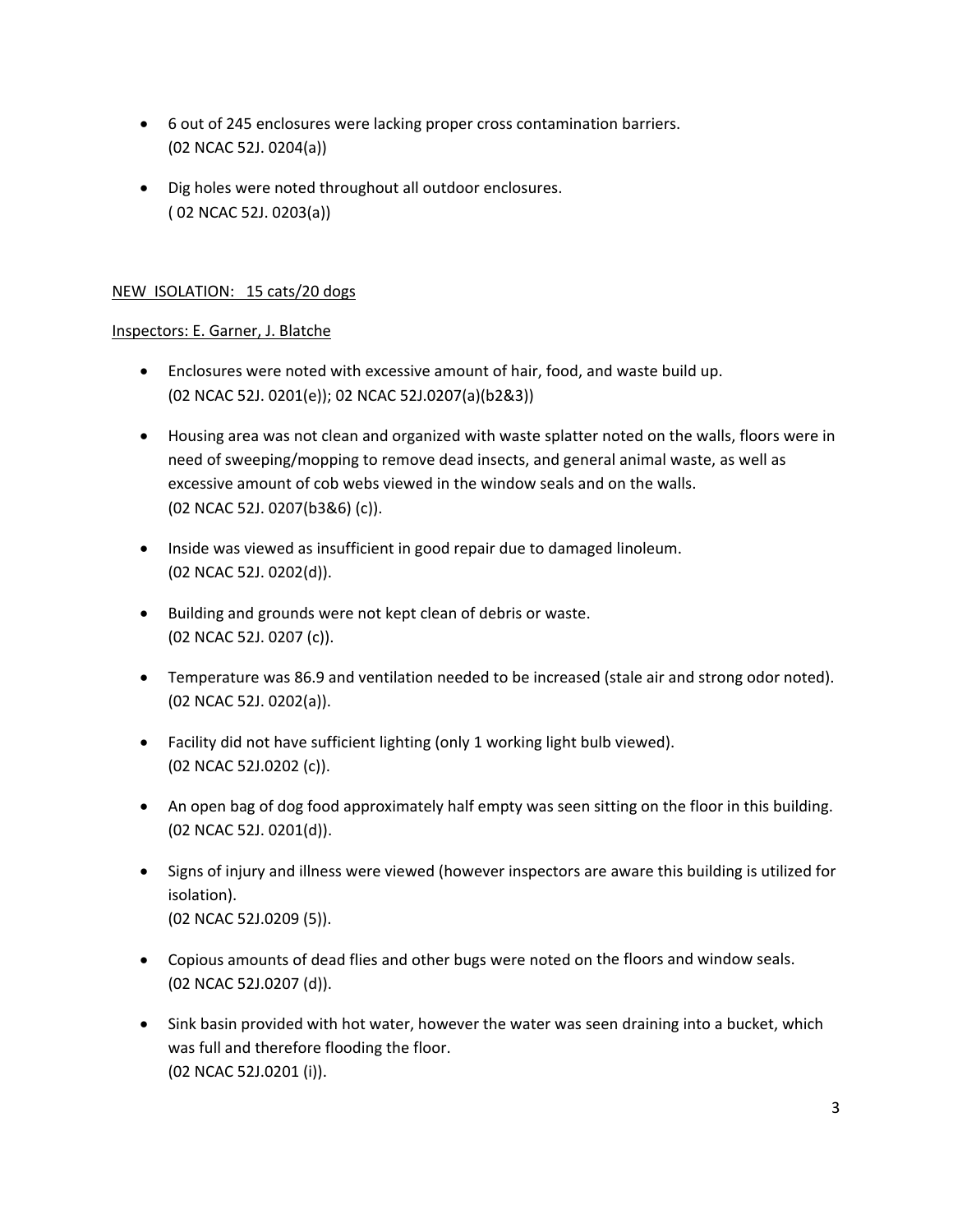- 6 out of 245 enclosures were lacking proper cross contamination barriers.
  (02 NCAC 52J. 0204(a))

- Dig holes were noted throughout all outdoor enclosures.
  ( 02 NCAC 52J. 0203(a))

<u>NEW ISOLATION: 15 cats/20 dogs</u>

<u>Inspectors: E. Garner, J. Blatche</u>

- Enclosures were noted with excessive amount of hair, food, and waste build up.
  (02 NCAC 52J. 0201(e)); 02 NCAC 52J.0207(a)(b2&3))

- Housing area was not clean and organized with waste splatter noted on the walls, floors were in need of sweeping/mopping to remove dead insects, and general animal waste, as well as excessive amount of cob webs viewed in the window seals and on the walls.
  (02 NCAC 52J. 0207(b3&6) (c)).

- Inside was viewed as insufficient in good repair due to damaged linoleum.
  (02 NCAC 52J. 0202(d)).

- Building and grounds were not kept clean of debris or waste.
  (02 NCAC 52J. 0207 (c)).

- Temperature was 86.9 and ventilation needed to be increased (stale air and strong odor noted).
  (02 NCAC 52J. 0202(a)).

- Facility did not have sufficient lighting (only 1 working light bulb viewed).
  (02 NCAC 52J.0202 (c)).

- An open bag of dog food approximately half empty was seen sitting on the floor in this building.
  (02 NCAC 52J. 0201(d)).

- Signs of injury and illness were viewed (however inspectors are aware this building is utilized for isolation).
  (02 NCAC 52J.0209 (5)).

- Copious amounts of dead flies and other bugs were noted on the floors and window seals.
  (02 NCAC 52J.0207 (d)).

- Sink basin provided with hot water, however the water was seen draining into a bucket, which was full and therefore flooding the floor.
  (02 NCAC 52J.0201 (i)).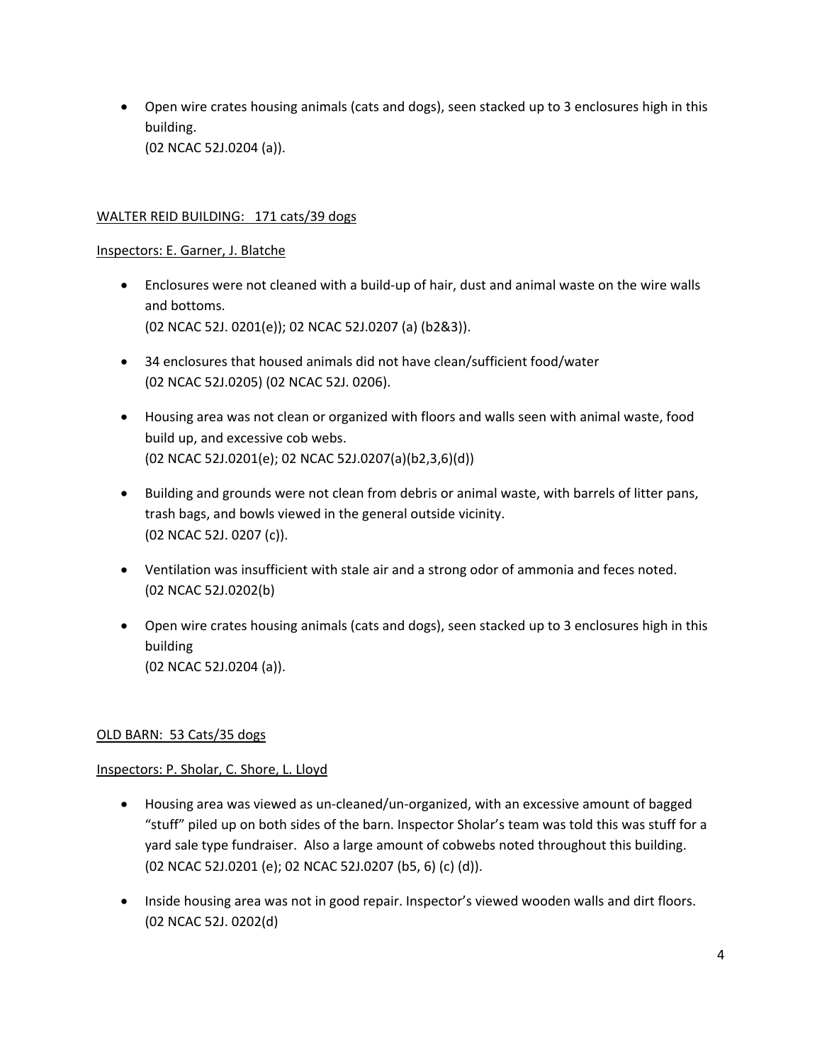- Open wire crates housing animals (cats and dogs), seen stacked up to 3 enclosures high in this building.
  (02 NCAC 52J.0204 (a)).

<u>WALTER REID BUILDING: 171 cats/39 dogs</u>

<u>Inspectors: E. Garner, J. Blatche</u>

- Enclosures were not cleaned with a build-up of hair, dust and animal waste on the wire walls and bottoms.
  (02 NCAC 52J. 0201(e)); 02 NCAC 52J.0207 (a) (b2&3)).

- 34 enclosures that housed animals did not have clean/sufficient food/water
  (02 NCAC 52J.0205) (02 NCAC 52J. 0206).

- Housing area was not clean or organized with floors and walls seen with animal waste, food build up, and excessive cob webs.
  (02 NCAC 52J.0201(e); 02 NCAC 52J.0207(a)(b2,3,6)(d))

- Building and grounds were not clean from debris or animal waste, with barrels of litter pans, trash bags, and bowls viewed in the general outside vicinity.
  (02 NCAC 52J. 0207 (c)).

- Ventilation was insufficient with stale air and a strong odor of ammonia and feces noted.
  (02 NCAC 52J.0202(b)

- Open wire crates housing animals (cats and dogs), seen stacked up to 3 enclosures high in this building
  (02 NCAC 52J.0204 (a)).

<u>OLD BARN: 53 Cats/35 dogs</u>

<u>Inspectors: P. Sholar, C. Shore, L. Lloyd</u>

- Housing area was viewed as un-cleaned/un-organized, with an excessive amount of bagged "stuff" piled up on both sides of the barn. Inspector Sholar's team was told this was stuff for a yard sale type fundraiser. Also a large amount of cobwebs noted throughout this building.
  (02 NCAC 52J.0201 (e); 02 NCAC 52J.0207 (b5, 6) (c) (d)).

- Inside housing area was not in good repair. Inspector's viewed wooden walls and dirt floors.
  (02 NCAC 52J. 0202(d)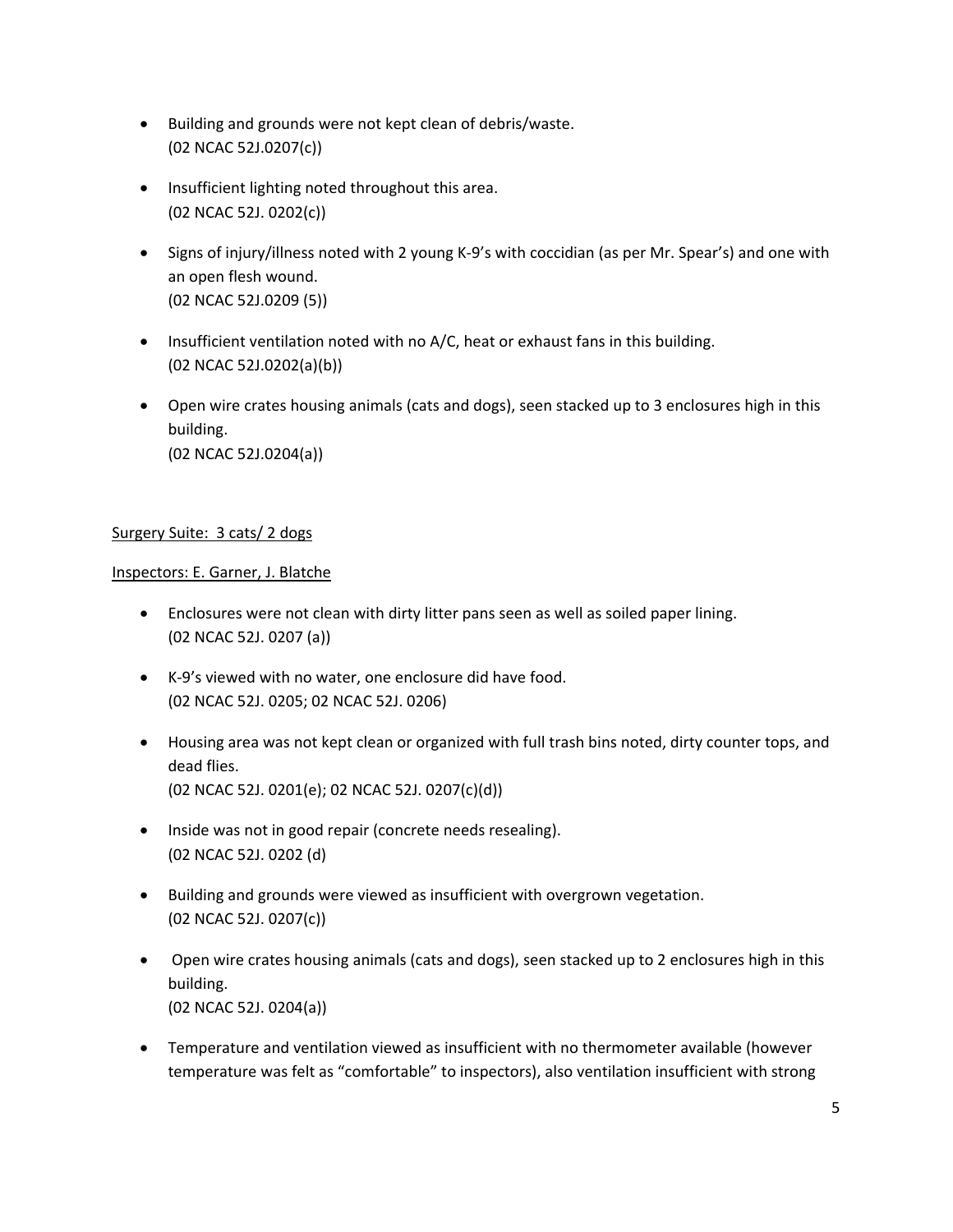- Building and grounds were not kept clean of debris/waste.
  (02 NCAC 52J.0207(c))

- Insufficient lighting noted throughout this area.
  (02 NCAC 52J. 0202(c))

- Signs of injury/illness noted with 2 young K-9's with coccidian (as per Mr. Spear's) and one with an open flesh wound.
  (02 NCAC 52J.0209 (5))

- Insufficient ventilation noted with no A/C, heat or exhaust fans in this building.
  (02 NCAC 52J.0202(a)(b))

- Open wire crates housing animals (cats and dogs), seen stacked up to 3 enclosures high in this building.
  (02 NCAC 52J.0204(a))

<u>Surgery Suite: 3 cats/ 2 dogs</u>

<u>Inspectors: E. Garner, J. Blatche</u>

- Enclosures were not clean with dirty litter pans seen as well as soiled paper lining.
  (02 NCAC 52J. 0207 (a))

- K-9's viewed with no water, one enclosure did have food.
  (02 NCAC 52J. 0205; 02 NCAC 52J. 0206)

- Housing area was not kept clean or organized with full trash bins noted, dirty counter tops, and dead flies.
  (02 NCAC 52J. 0201(e); 02 NCAC 52J. 0207(c)(d))

- Inside was not in good repair (concrete needs resealing).
  (02 NCAC 52J. 0202 (d)

- Building and grounds were viewed as insufficient with overgrown vegetation.
  (02 NCAC 52J. 0207(c))

- Open wire crates housing animals (cats and dogs), seen stacked up to 2 enclosures high in this building.
  (02 NCAC 52J. 0204(a))

- Temperature and ventilation viewed as insufficient with no thermometer available (however temperature was felt as "comfortable" to inspectors), also ventilation insufficient with strong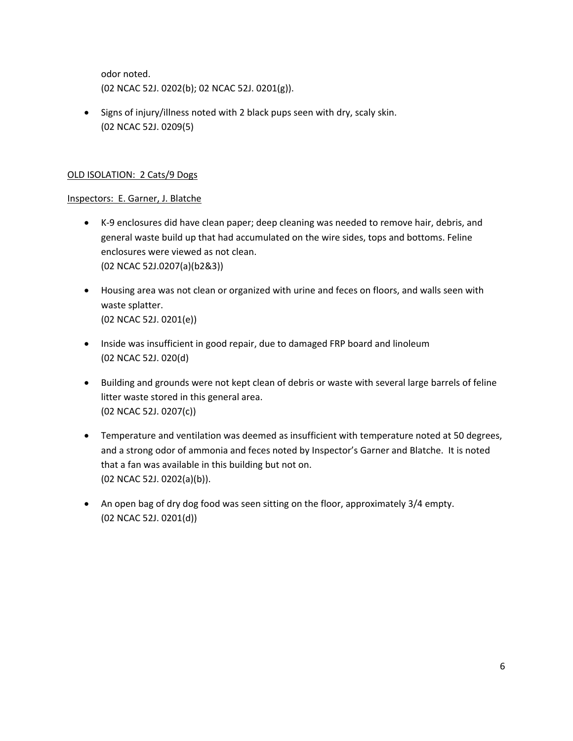odor noted.
(02 NCAC 52J. 0202(b); 02 NCAC 52J. 0201(g)).

- Signs of injury/illness noted with 2 black pups seen with dry, scaly skin.
(02 NCAC 52J. 0209(5)

<u>OLD ISOLATION: 2 Cats/9 Dogs</u>

<u>Inspectors: E. Garner, J. Blatche</u>

- K-9 enclosures did have clean paper; deep cleaning was needed to remove hair, debris, and general waste build up that had accumulated on the wire sides, tops and bottoms. Feline enclosures were viewed as not clean.
(02 NCAC 52J.0207(a)(b2&3))

- Housing area was not clean or organized with urine and feces on floors, and walls seen with waste splatter.
(02 NCAC 52J. 0201(e))

- Inside was insufficient in good repair, due to damaged FRP board and linoleum
(02 NCAC 52J. 020(d)

- Building and grounds were not kept clean of debris or waste with several large barrels of feline litter waste stored in this general area.
(02 NCAC 52J. 0207(c))

- Temperature and ventilation was deemed as insufficient with temperature noted at 50 degrees, and a strong odor of ammonia and feces noted by Inspector's Garner and Blatche. It is noted that a fan was available in this building but not on.
(02 NCAC 52J. 0202(a)(b)).

- An open bag of dry dog food was seen sitting on the floor, approximately 3/4 empty.
(02 NCAC 52J. 0201(d))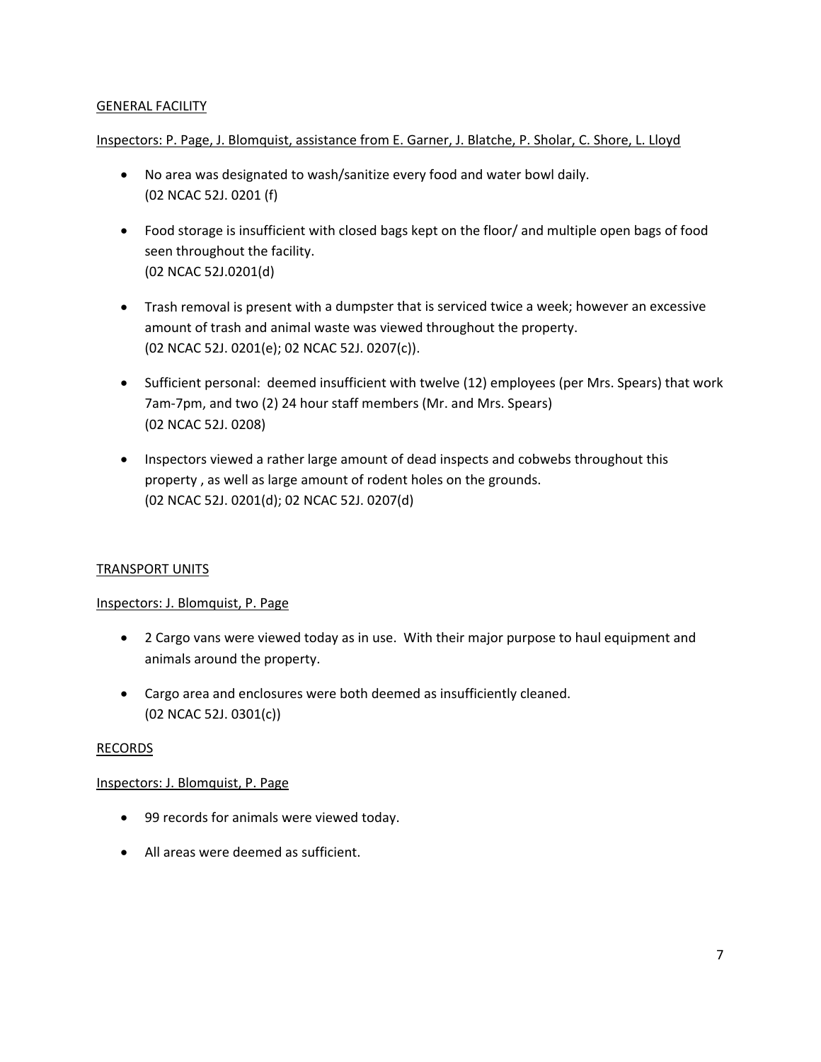GENERAL FACILITY

Inspectors: P. Page, J. Blomquist, assistance from E. Garner, J. Blatche, P. Sholar, C. Shore, L. Lloyd

- No area was designated to wash/sanitize every food and water bowl daily.
  (02 NCAC 52J. 0201 (f)

- Food storage is insufficient with closed bags kept on the floor/ and multiple open bags of food seen throughout the facility.
  (02 NCAC 52J.0201(d)

- Trash removal is present with a dumpster that is serviced twice a week; however an excessive amount of trash and animal waste was viewed throughout the property.
  (02 NCAC 52J. 0201(e); 02 NCAC 52J. 0207(c)).

- Sufficient personal: deemed insufficient with twelve (12) employees (per Mrs. Spears) that work 7am-7pm, and two (2) 24 hour staff members (Mr. and Mrs. Spears)
  (02 NCAC 52J. 0208)

- Inspectors viewed a rather large amount of dead inspects and cobwebs throughout this property , as well as large amount of rodent holes on the grounds.
  (02 NCAC 52J. 0201(d); 02 NCAC 52J. 0207(d)

TRANSPORT UNITS

Inspectors: J. Blomquist, P. Page

- 2 Cargo vans were viewed today as in use. With their major purpose to haul equipment and animals around the property.

- Cargo area and enclosures were both deemed as insufficiently cleaned.
  (02 NCAC 52J. 0301(c))

RECORDS

Inspectors: J. Blomquist, P. Page

- 99 records for animals were viewed today.

- All areas were deemed as sufficient.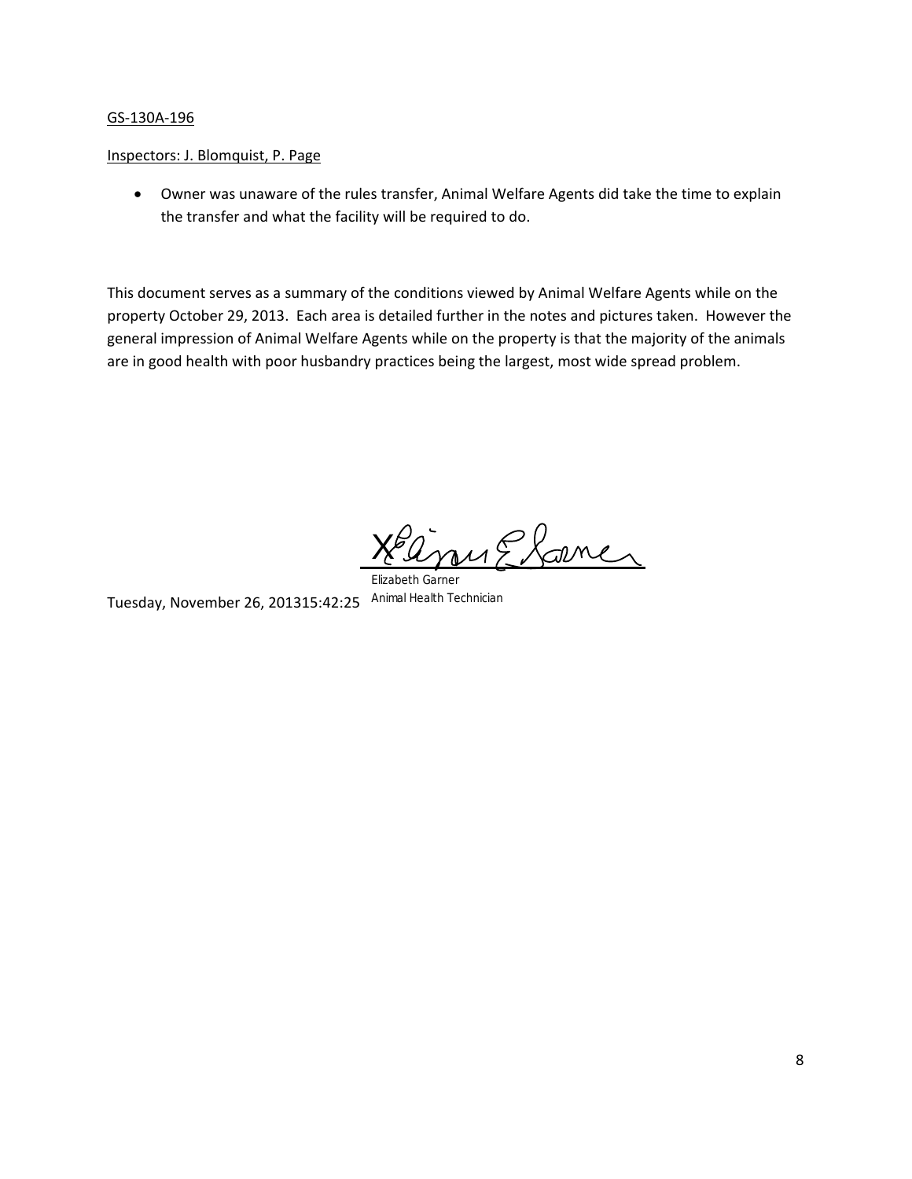GS-130A-196

Inspectors: J. Blomquist, P. Page

- Owner was unaware of the rules transfer, Animal Welfare Agents did take the time to explain the transfer and what the facility will be required to do.

This document serves as a summary of the conditions viewed by Animal Welfare Agents while on the property October 29, 2013. Each area is detailed further in the notes and pictures taken. However the general impression of Animal Welfare Agents while on the property is that the majority of the animals are in good health with poor husbandry practices being the largest, most wide spread problem.

X

Elizabeth Garner
Animal Health Technician

Tuesday, November 26, 201315:42:25